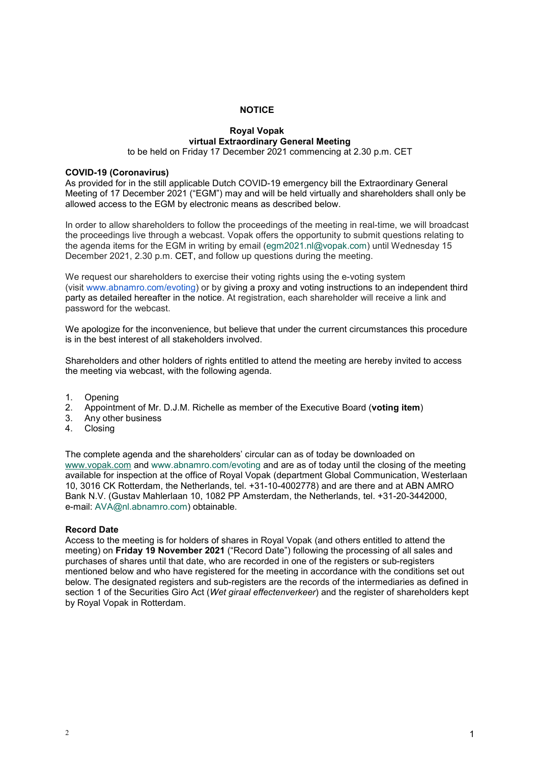**NOTICE**

**Royal Vopak**
**virtual Extraordinary General Meeting**
to be held on Friday 17 December 2021 commencing at 2.30 p.m. CET

**COVID-19 (Coronavirus)**
As provided for in the still applicable Dutch COVID-19 emergency bill the Extraordinary General Meeting of 17 December 2021 ("EGM") may and will be held virtually and shareholders shall only be allowed access to the EGM by electronic means as described below.

In order to allow shareholders to follow the proceedings of the meeting in real-time, we will broadcast the proceedings live through a webcast. Vopak offers the opportunity to submit questions relating to the agenda items for the EGM in writing by email (egm2021.nl@vopak.com) until Wednesday 15 December 2021, 2.30 p.m. CET, and follow up questions during the meeting.

We request our shareholders to exercise their voting rights using the e-voting system (visit www.abnamro.com/evoting) or by giving a proxy and voting instructions to an independent third party as detailed hereafter in the notice. At registration, each shareholder will receive a link and password for the webcast.

We apologize for the inconvenience, but believe that under the current circumstances this procedure is in the best interest of all stakeholders involved.

Shareholders and other holders of rights entitled to attend the meeting are hereby invited to access the meeting via webcast, with the following agenda.

1. Opening
2. Appointment of Mr. D.J.M. Richelle as member of the Executive Board (**voting item**)
3. Any other business
4. Closing

The complete agenda and the shareholders' circular can as of today be downloaded on www.vopak.com and www.abnamro.com/evoting and are as of today until the closing of the meeting available for inspection at the office of Royal Vopak (department Global Communication, Westerlaan 10, 3016 CK Rotterdam, the Netherlands, tel. +31-10-4002778) and are there and at ABN AMRO Bank N.V. (Gustav Mahlerlaan 10, 1082 PP Amsterdam, the Netherlands, tel. +31-20-3442000, e-mail: AVA@nl.abnamro.com) obtainable.

**Record Date**
Access to the meeting is for holders of shares in Royal Vopak (and others entitled to attend the meeting) on **Friday 19 November 2021** ("Record Date") following the processing of all sales and purchases of shares until that date, who are recorded in one of the registers or sub-registers mentioned below and who have registered for the meeting in accordance with the conditions set out below. The designated registers and sub-registers are the records of the intermediaries as defined in section 1 of the Securities Giro Act (*Wet giraal effectenverkeer*) and the register of shareholders kept by Royal Vopak in Rotterdam.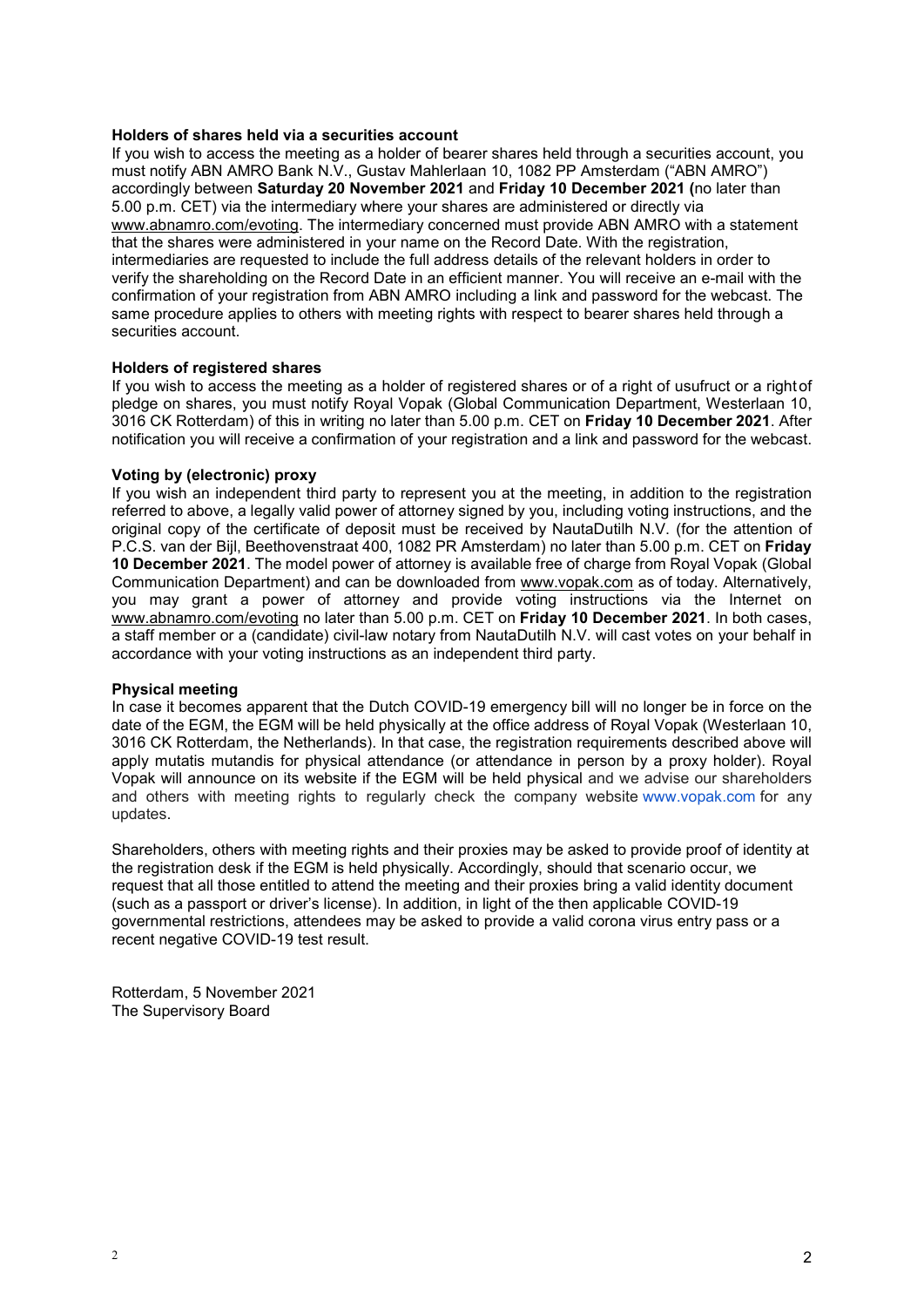**Holders of shares held via a securities account**

If you wish to access the meeting as a holder of bearer shares held through a securities account, you must notify ABN AMRO Bank N.V., Gustav Mahlerlaan 10, 1082 PP Amsterdam ("ABN AMRO") accordingly between **Saturday 20 November 2021** and **Friday 10 December 2021 (**no later than 5.00 p.m. CET) via the intermediary where your shares are administered or directly via www.abnamro.com/evoting. The intermediary concerned must provide ABN AMRO with a statement that the shares were administered in your name on the Record Date. With the registration, intermediaries are requested to include the full address details of the relevant holders in order to verify the shareholding on the Record Date in an efficient manner. You will receive an e-mail with the confirmation of your registration from ABN AMRO including a link and password for the webcast. The same procedure applies to others with meeting rights with respect to bearer shares held through a securities account.

**Holders of registered shares**

If you wish to access the meeting as a holder of registered shares or of a right of usufruct or a right of pledge on shares, you must notify Royal Vopak (Global Communication Department, Westerlaan 10, 3016 CK Rotterdam) of this in writing no later than 5.00 p.m. CET on **Friday 10 December 2021**. After notification you will receive a confirmation of your registration and a link and password for the webcast.

**Voting by (electronic) proxy**

If you wish an independent third party to represent you at the meeting, in addition to the registration referred to above, a legally valid power of attorney signed by you, including voting instructions, and the original copy of the certificate of deposit must be received by NautaDutilh N.V. (for the attention of P.C.S. van der Bijl, Beethovenstraat 400, 1082 PR Amsterdam) no later than 5.00 p.m. CET on **Friday 10 December 2021**. The model power of attorney is available free of charge from Royal Vopak (Global Communication Department) and can be downloaded from www.vopak.com as of today. Alternatively, you may grant a power of attorney and provide voting instructions via the Internet on www.abnamro.com/evoting no later than 5.00 p.m. CET on **Friday 10 December 2021**. In both cases, a staff member or a (candidate) civil-law notary from NautaDutilh N.V. will cast votes on your behalf in accordance with your voting instructions as an independent third party.

**Physical meeting**

In case it becomes apparent that the Dutch COVID-19 emergency bill will no longer be in force on the date of the EGM, the EGM will be held physically at the office address of Royal Vopak (Westerlaan 10, 3016 CK Rotterdam, the Netherlands). In that case, the registration requirements described above will apply mutatis mutandis for physical attendance (or attendance in person by a proxy holder). Royal Vopak will announce on its website if the EGM will be held physical and we advise our shareholders and others with meeting rights to regularly check the company website www.vopak.com for any updates.

Shareholders, others with meeting rights and their proxies may be asked to provide proof of identity at the registration desk if the EGM is held physically. Accordingly, should that scenario occur, we request that all those entitled to attend the meeting and their proxies bring a valid identity document (such as a passport or driver's license). In addition, in light of the then applicable COVID-19 governmental restrictions, attendees may be asked to provide a valid corona virus entry pass or a recent negative COVID-19 test result.

Rotterdam, 5 November 2021
The Supervisory Board